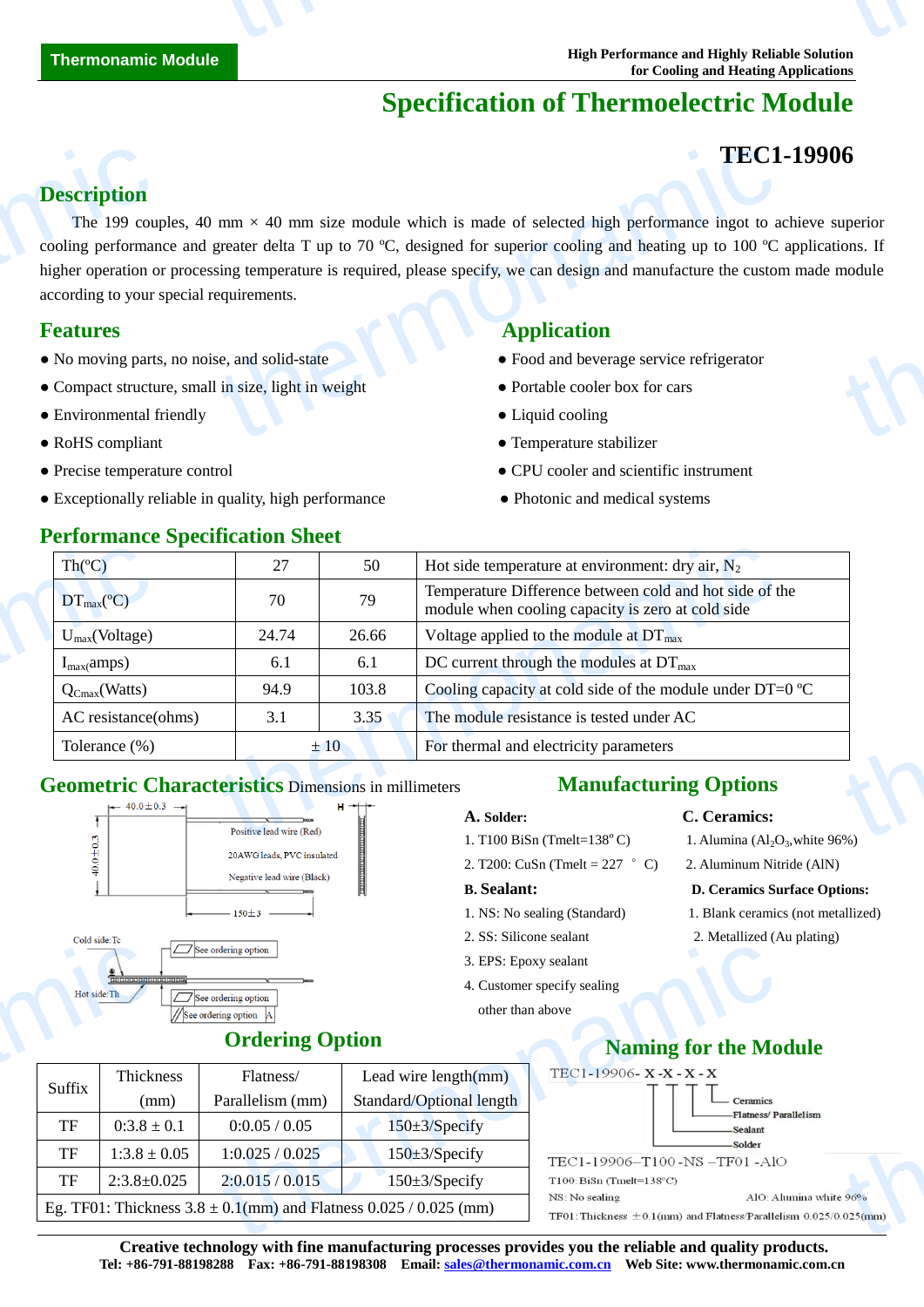# Specification of Thermoelectric Module

## TEC1-19906

## Description

The 199 couples, 40 mm × 40 mm size module which is made of selected high performance ingot to achieve superior cooling performance and greater delta T up to 70 ºC, designed for superior cooling and heating up to 100 ºC applications. If higher operation or processing temperature is required, please specify, we can design and manufacture the custom made module according to your special requirements.

## Features

- No moving parts, no noise, and solid-state
- Compact structure, small in size, light in weight
- Environmental friendly
- RoHS compliant
- Precise temperature control
- Exceptionally reliable in quality, high performance

## Application

- Food and beverage service refrigerator
- Portable cooler box for cars
- Liquid cooling
- Temperature stabilizer
- CPU cooler and scientific instrument
- Photonic and medical systems

## Performance Specification Sheet

| Th(ºC) | 27 | 50 | Hot side temperature at environment: dry air, $N_2$ |
|---|---|---|---|
| $DT_{max}$(ºC) | 70 | 79 | Temperature Difference between cold and hot side of the module when cooling capacity is zero at cold side |
| $U_{max}$(Voltage) | 24.74 | 26.66 | Voltage applied to the module at $DT_{max}$ |
| $I_{max}$(amps) | 6.1 | 6.1 | DC current through the modules at $DT_{max}$ |
| $Q_{Cmax}$(Watts) | 94.9 | 103.8 | Cooling capacity at cold side of the module under DT=0 ºC |
| AC resistance(ohms) | 3.1 | 3.35 | The module resistance is tested under AC |
| Tolerance (%) | ± 10 | | For thermal and electricity parameters |

## Geometric Characteristics Dimensions in millimeters

40.0±0.3

40.0±0.3

H

Positive lead wire (Red)

20AWG leads, PVC insulated

Negative lead wire (Black)

150±3

Cold side:Tc

Hot side:Th

See ordering option

See ordering option

See ordering option A

## Manufacturing Options

**A. Solder:**

1. T100 BiSn (Tmelt=138º C)
2. T200: CuSn (Tmelt = 227 ° C)

**B. Sealant:**

1. NS: No sealing (Standard)
2. SS: Silicone sealant
3. EPS: Epoxy sealant
4. Customer specify sealing other than above

**C. Ceramics:**

1. Alumina ($Al_2O_3$,white 96%)
2. Aluminum Nitride (AlN)

**D. Ceramics Surface Options:**

1. Blank ceramics (not metallized)
2. Metallized (Au plating)

## Ordering Option

| Suffix | Thickness (mm) | Flatness/ Parallelism (mm) | Lead wire length(mm) Standard/Optional length |
|---|---|---|---|
| TF | 0:3.8 ± 0.1 | 0:0.05 / 0.05 | 150±3/Specify |
| TF | 1:3.8 ± 0.05 | 1:0.025 / 0.025 | 150±3/Specify |
| TF | 2:3.8±0.025 | 2:0.015 / 0.015 | 150±3/Specify |
| Eg. TF01: Thickness 3.8 ± 0.1(mm) and Flatness 0.025 / 0.025 (mm) | | | |

## Naming for the Module

TEC1-19906- X -X - X - X

- Ceramics
- Flatness/ Parallelism
- Sealant
- Solder

TEC1-19906–T100 -NS –TF01 -AlO

T100: BiSn (Tmelt=138°C)

NS: No sealing

AlO: Alumina white 96%

TF01: Thickness ±0.1(mm) and Flatness/Parallelism 0.025/0.025(mm)

**Creative technology with fine manufacturing processes provides you the reliable and quality products.**

**Tel: +86-791-88198288 Fax: +86-791-88198308 Email: sales@thermonamic.com.cn Web Site: www.thermonamic.com.cn**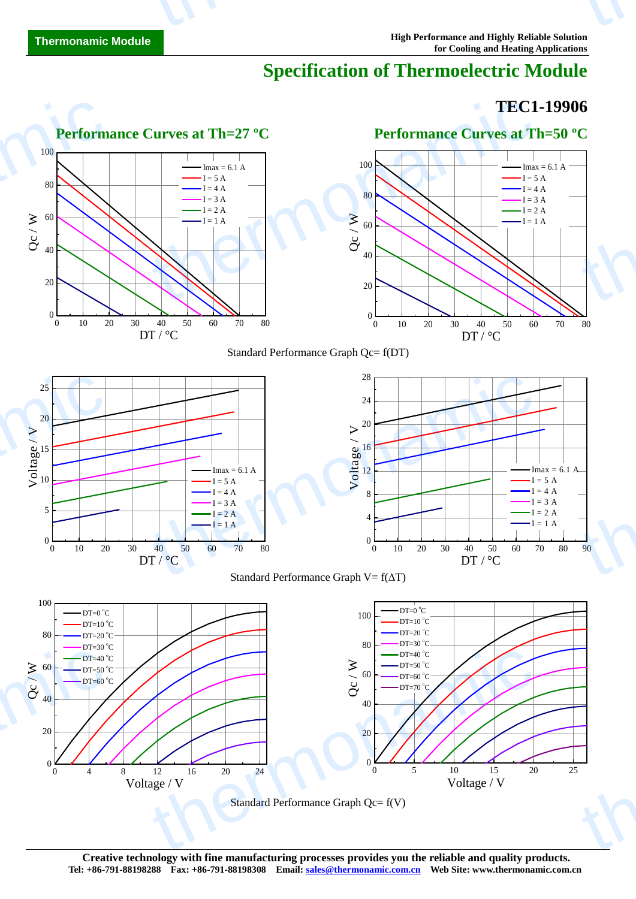# Specification of Thermoelectric Module

## TEC1-19906

### Performance Curves at Th=27 °C

### Performance Curves at Th=50 °C

Standard Performance Graph Qc= f(DT)

Standard Performance Graph V= f(ΔT)

Standard Performance Graph Qc= f(V)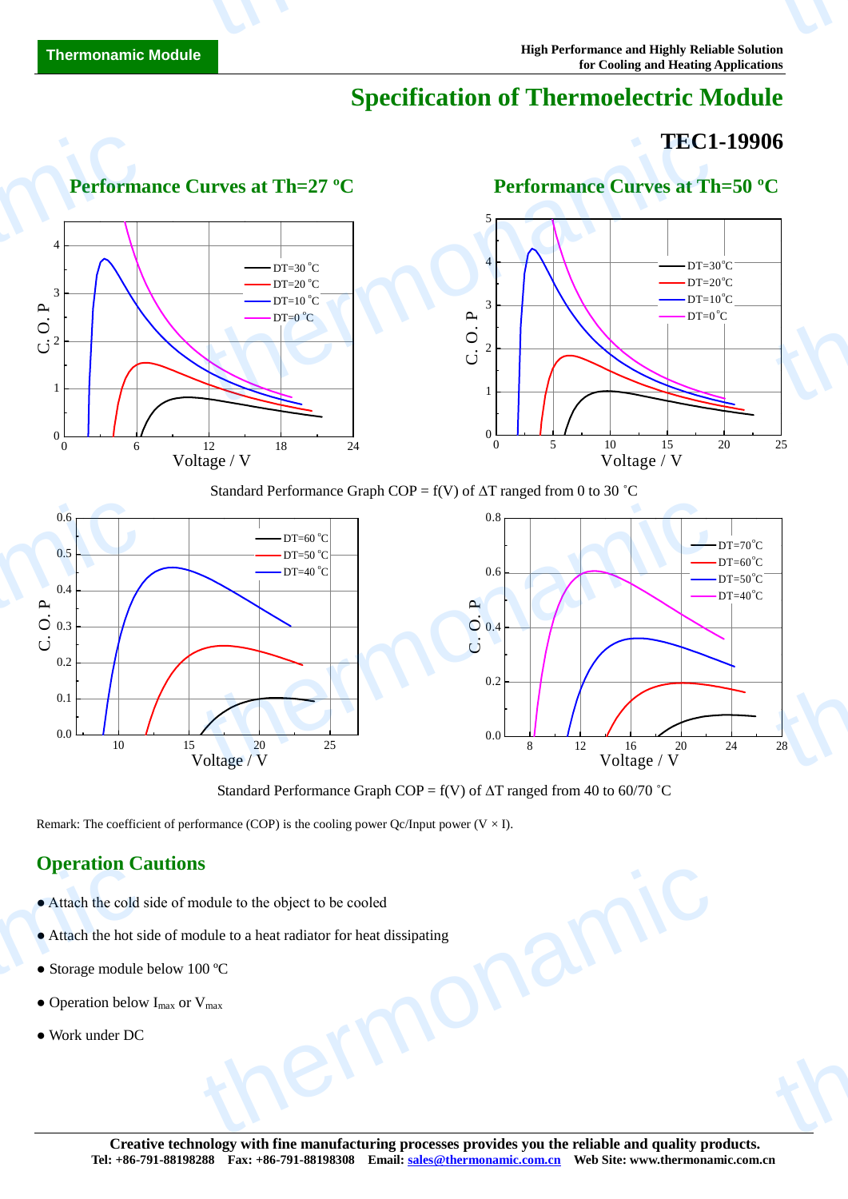# Specification of Thermoelectric Module

## TEC1-19906

### Performance Curves at Th=27 ºC

C. O. P

Voltage / V

0 6 12 18 24

0 1 2 3 4

DT=30 °C
DT=20 °C
DT=10 °C
DT=0 °C

### Performance Curves at Th=50 ºC

C. O. P

Voltage / V

0 5 10 15 20 25

0 1 2 3 4 5

DT=30°C
DT=20°C
DT=10°C
DT=0°C

Standard Performance Graph COP = f(V) of ΔT ranged from 0 to 30 ˚C

C. O. P

Voltage / V

10 15 20 25

0.0 0.1 0.2 0.3 0.4 0.5 0.6

DT=60 °C
DT=50 °C
DT=40 °C

C. O. P

Voltage / V

8 12 16 20 24 28

0.0 0.2 0.4 0.6 0.8

DT=70°C
DT=60°C
DT=50°C
DT=40°C

Standard Performance Graph COP = f(V) of ΔT ranged from 40 to 60/70 ˚C

Remark: The coefficient of performance (COP) is the cooling power Qc/Input power (V × I).

## Operation Cautions

- Attach the cold side of module to the object to be cooled
- Attach the hot side of module to a heat radiator for heat dissipating
- Storage module below 100 ºC
- Operation below $I_{max}$ or $V_{max}$
- Work under DC

**Creative technology with fine manufacturing processes provides you the reliable and quality products.**
**Tel: +86-791-88198288 Fax: +86-791-88198308 Email: sales@thermonamic.com.cn Web Site: www.thermonamic.com.cn**